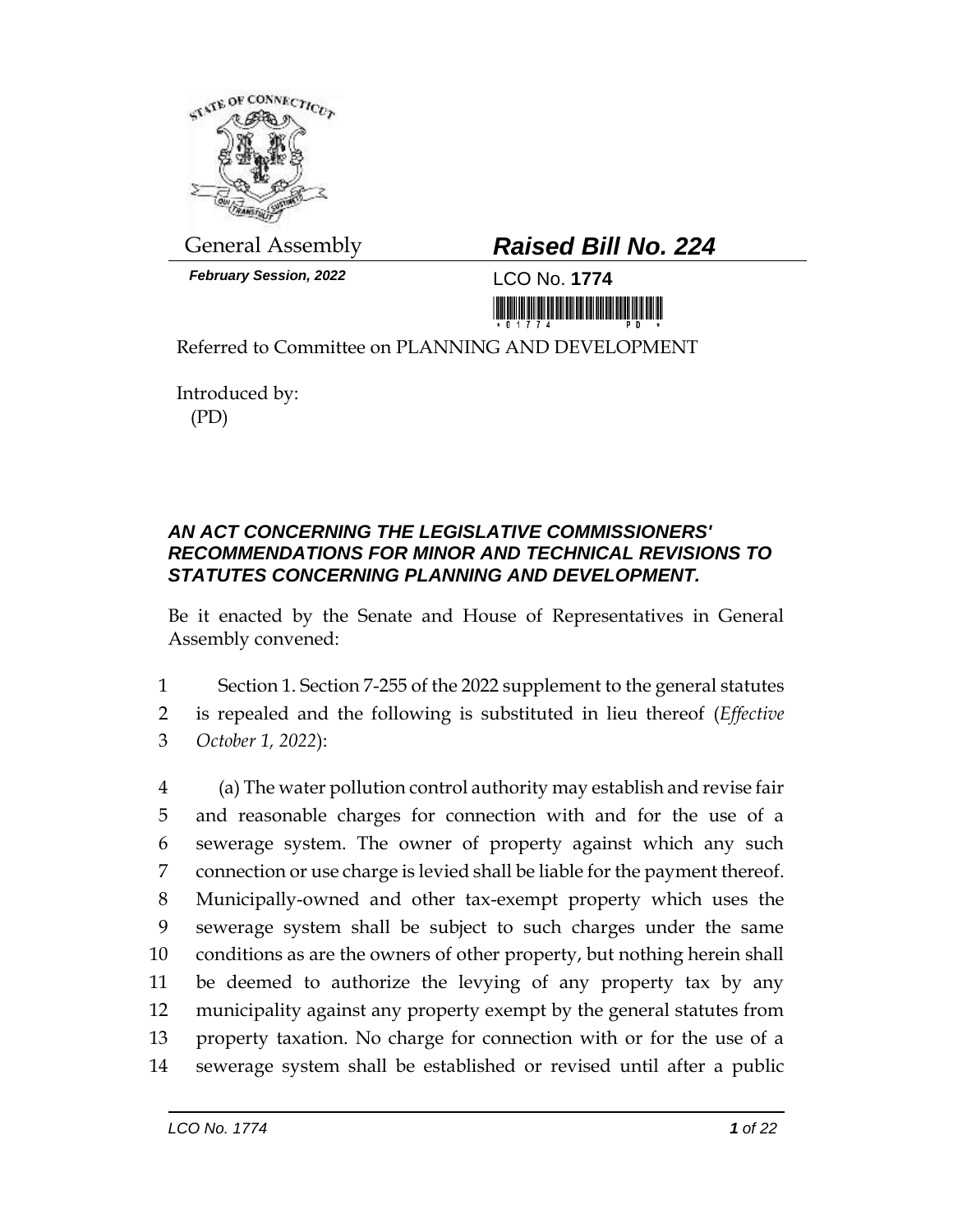General Assembly

# *Raised Bill No. 224*

***February Session, 2022***

LCO No. **1774**

Referred to Committee on PLANNING AND DEVELOPMENT

Introduced by:
(PD)

## *AN ACT CONCERNING THE LEGISLATIVE COMMISSIONERS' RECOMMENDATIONS FOR MINOR AND TECHNICAL REVISIONS TO STATUTES CONCERNING PLANNING AND DEVELOPMENT.*

Be it enacted by the Senate and House of Representatives in General Assembly convened:

1 Section 1. Section 7-255 of the 2022 supplement to the general statutes
2 is repealed and the following is substituted in lieu thereof (*Effective*
3 *October 1, 2022*):

4 (a) The water pollution control authority may establish and revise fair
5 and reasonable charges for connection with and for the use of a
6 sewerage system. The owner of property against which any such
7 connection or use charge is levied shall be liable for the payment thereof.
8 Municipally-owned and other tax-exempt property which uses the
9 sewerage system shall be subject to such charges under the same
10 conditions as are the owners of other property, but nothing herein shall
11 be deemed to authorize the levying of any property tax by any
12 municipality against any property exempt by the general statutes from
13 property taxation. No charge for connection with or for the use of a
14 sewerage system shall be established or revised until after a public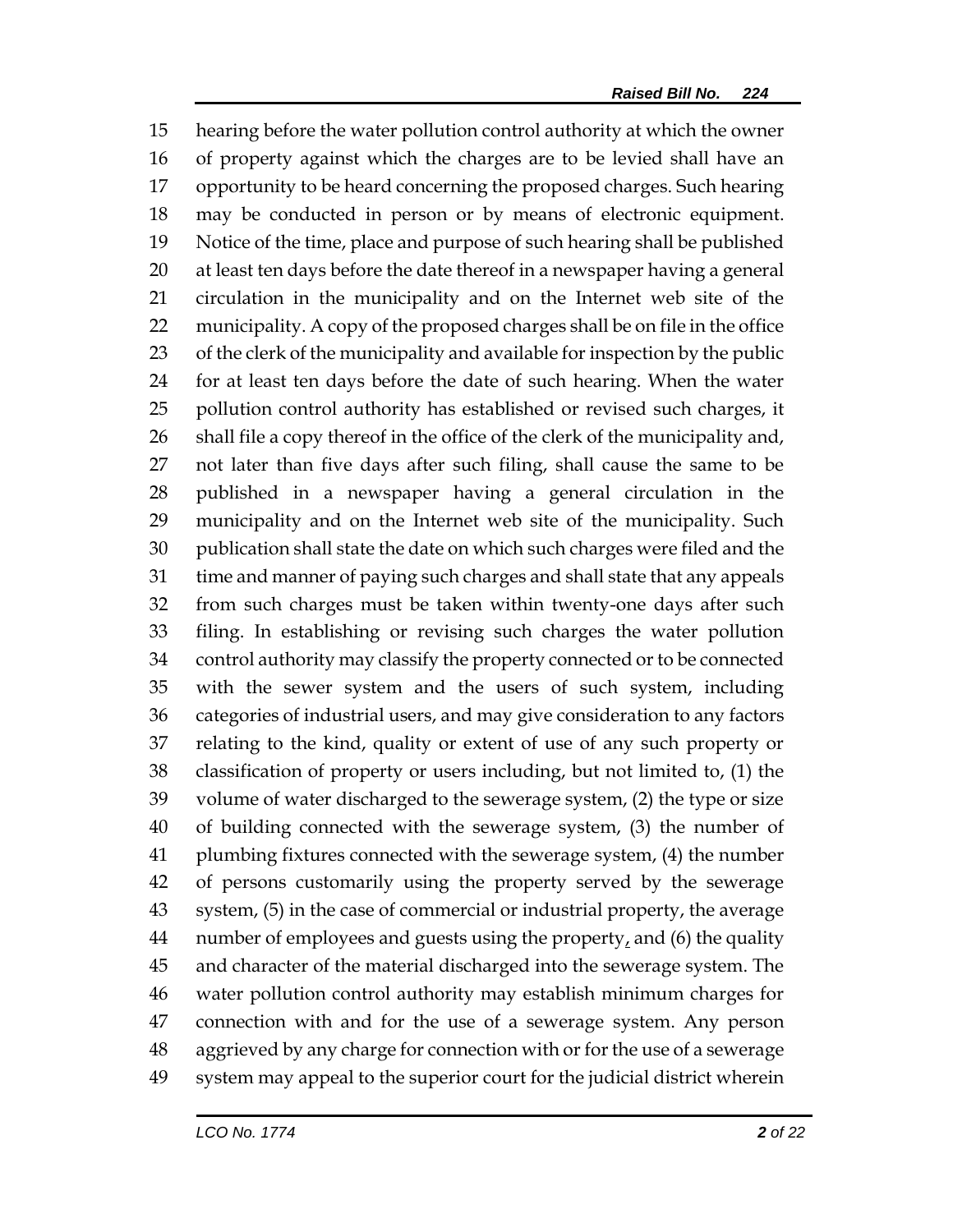hearing before the water pollution control authority at which the owner of property against which the charges are to be levied shall have an opportunity to be heard concerning the proposed charges. Such hearing may be conducted in person or by means of electronic equipment. Notice of the time, place and purpose of such hearing shall be published at least ten days before the date thereof in a newspaper having a general circulation in the municipality and on the Internet web site of the municipality. A copy of the proposed charges shall be on file in the office of the clerk of the municipality and available for inspection by the public for at least ten days before the date of such hearing. When the water pollution control authority has established or revised such charges, it shall file a copy thereof in the office of the clerk of the municipality and, not later than five days after such filing, shall cause the same to be published in a newspaper having a general circulation in the municipality and on the Internet web site of the municipality. Such publication shall state the date on which such charges were filed and the time and manner of paying such charges and shall state that any appeals from such charges must be taken within twenty-one days after such filing. In establishing or revising such charges the water pollution control authority may classify the property connected or to be connected with the sewer system and the users of such system, including categories of industrial users, and may give consideration to any factors relating to the kind, quality or extent of use of any such property or classification of property or users including, but not limited to, (1) the volume of water discharged to the sewerage system, (2) the type or size of building connected with the sewerage system, (3) the number of plumbing fixtures connected with the sewerage system, (4) the number of persons customarily using the property served by the sewerage system, (5) in the case of commercial or industrial property, the average number of employees and guests using the property, and (6) the quality and character of the material discharged into the sewerage system. The water pollution control authority may establish minimum charges for connection with and for the use of a sewerage system. Any person aggrieved by any charge for connection with or for the use of a sewerage system may appeal to the superior court for the judicial district wherein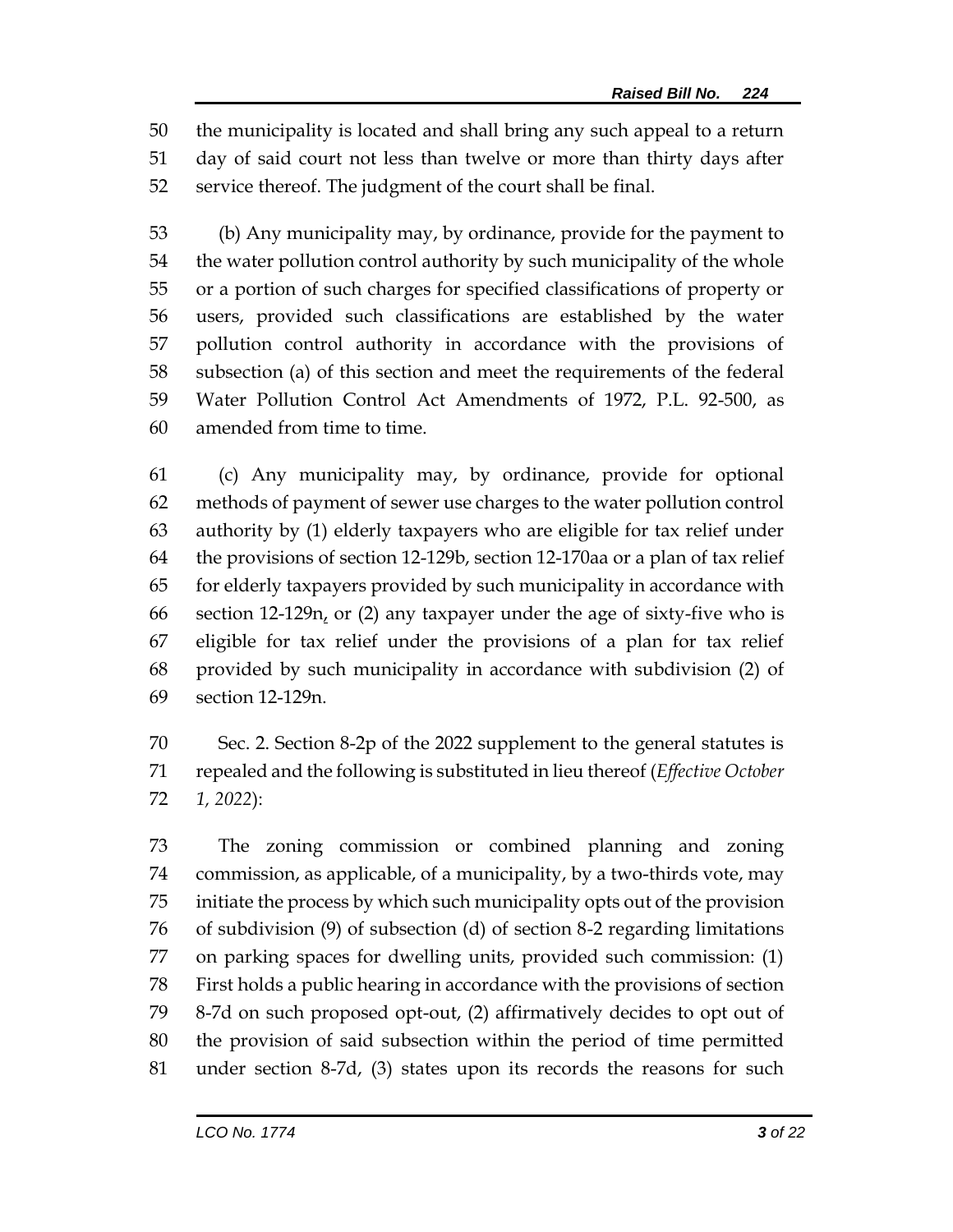the municipality is located and shall bring any such appeal to a return day of said court not less than twelve or more than thirty days after service thereof. The judgment of the court shall be final.

(b) Any municipality may, by ordinance, provide for the payment to the water pollution control authority by such municipality of the whole or a portion of such charges for specified classifications of property or users, provided such classifications are established by the water pollution control authority in accordance with the provisions of subsection (a) of this section and meet the requirements of the federal Water Pollution Control Act Amendments of 1972, P.L. 92-500, as amended from time to time.

(c) Any municipality may, by ordinance, provide for optional methods of payment of sewer use charges to the water pollution control authority by (1) elderly taxpayers who are eligible for tax relief under the provisions of section 12-129b, section 12-170aa or a plan of tax relief for elderly taxpayers provided by such municipality in accordance with section 12-129n, or (2) any taxpayer under the age of sixty-five who is eligible for tax relief under the provisions of a plan for tax relief provided by such municipality in accordance with subdivision (2) of section 12-129n.

Sec. 2. Section 8-2p of the 2022 supplement to the general statutes is repealed and the following is substituted in lieu thereof (*Effective October 1, 2022*):

The zoning commission or combined planning and zoning commission, as applicable, of a municipality, by a two-thirds vote, may initiate the process by which such municipality opts out of the provision of subdivision (9) of subsection (d) of section 8-2 regarding limitations on parking spaces for dwelling units, provided such commission: (1) First holds a public hearing in accordance with the provisions of section 8-7d on such proposed opt-out, (2) affirmatively decides to opt out of the provision of said subsection within the period of time permitted under section 8-7d, (3) states upon its records the reasons for such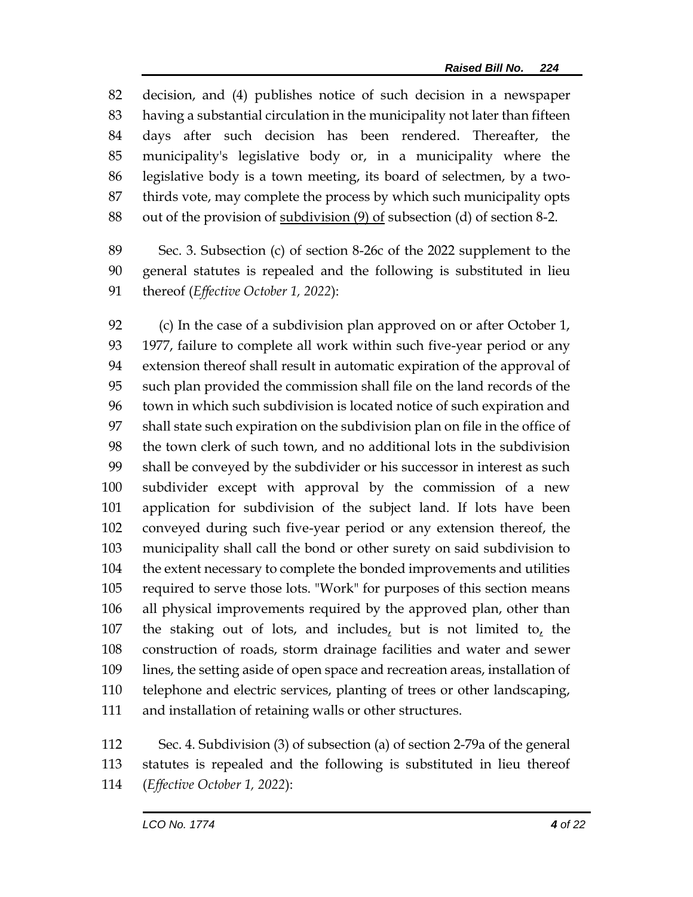decision, and (4) publishes notice of such decision in a newspaper having a substantial circulation in the municipality not later than fifteen days after such decision has been rendered. Thereafter, the municipality's legislative body or, in a municipality where the legislative body is a town meeting, its board of selectmen, by a two-thirds vote, may complete the process by which such municipality opts out of the provision of <u>subdivision (9) of</u> subsection (d) of section 8-2.

Sec. 3. Subsection (c) of section 8-26c of the 2022 supplement to the general statutes is repealed and the following is substituted in lieu thereof (*Effective October 1, 2022*):

(c) In the case of a subdivision plan approved on or after October 1, 1977, failure to complete all work within such five-year period or any extension thereof shall result in automatic expiration of the approval of such plan provided the commission shall file on the land records of the town in which such subdivision is located notice of such expiration and shall state such expiration on the subdivision plan on file in the office of the town clerk of such town, and no additional lots in the subdivision shall be conveyed by the subdivider or his successor in interest as such subdivider except with approval by the commission of a new application for subdivision of the subject land. If lots have been conveyed during such five-year period or any extension thereof, the municipality shall call the bond or other surety on said subdivision to the extent necessary to complete the bonded improvements and utilities required to serve those lots. "Work" for purposes of this section means all physical improvements required by the approved plan, other than the staking out of lots, and includes<u>,</u> but is not limited to<u>,</u> the construction of roads, storm drainage facilities and water and sewer lines, the setting aside of open space and recreation areas, installation of telephone and electric services, planting of trees or other landscaping, and installation of retaining walls or other structures.

Sec. 4. Subdivision (3) of subsection (a) of section 2-79a of the general statutes is repealed and the following is substituted in lieu thereof (*Effective October 1, 2022*):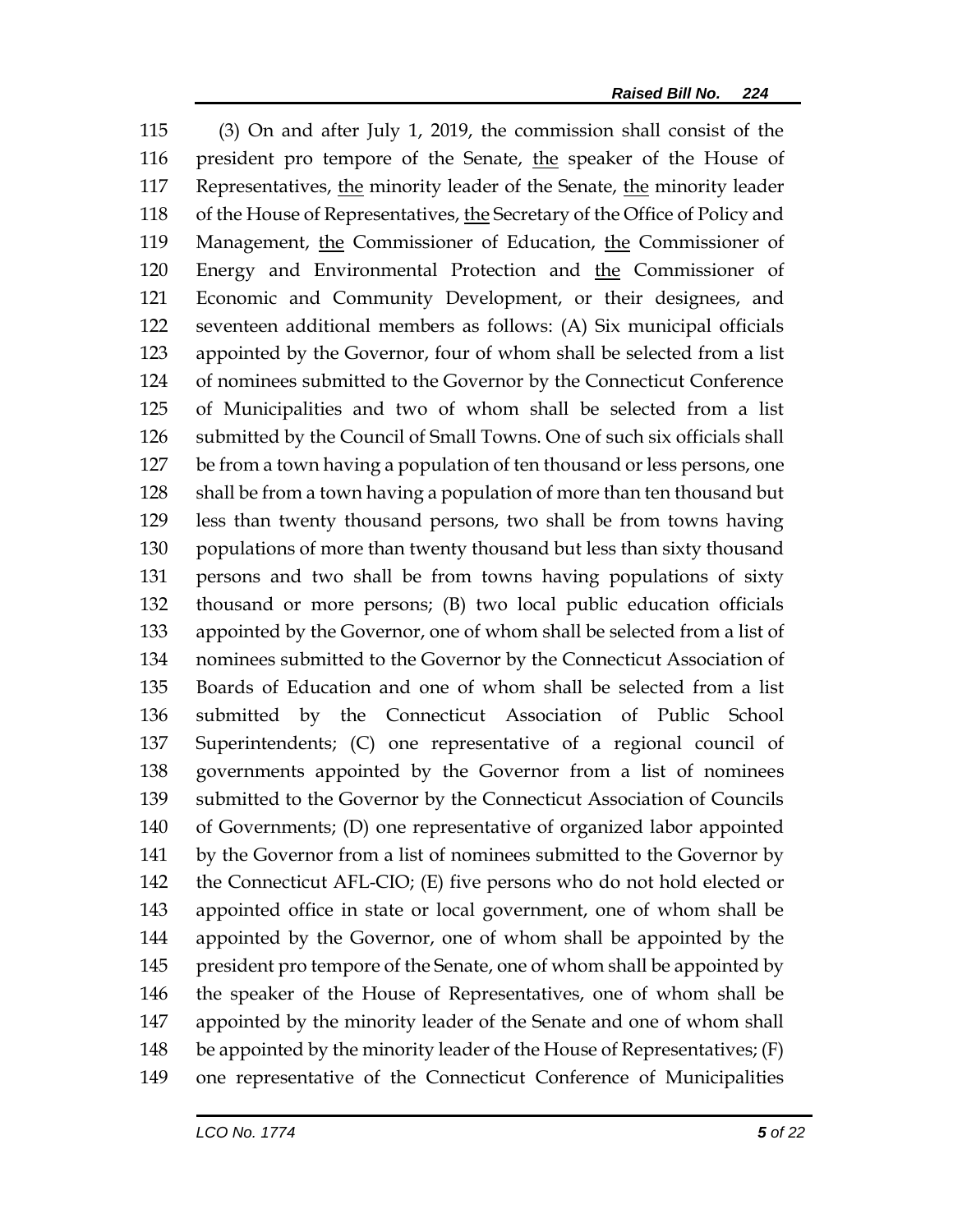(3) On and after July 1, 2019, the commission shall consist of the president pro tempore of the Senate, <u>the</u> speaker of the House of Representatives, <u>the</u> minority leader of the Senate, <u>the</u> minority leader of the House of Representatives, <u>the</u> Secretary of the Office of Policy and Management, <u>the</u> Commissioner of Education, <u>the</u> Commissioner of Energy and Environmental Protection and <u>the</u> Commissioner of Economic and Community Development, or their designees, and seventeen additional members as follows: (A) Six municipal officials appointed by the Governor, four of whom shall be selected from a list of nominees submitted to the Governor by the Connecticut Conference of Municipalities and two of whom shall be selected from a list submitted by the Council of Small Towns. One of such six officials shall be from a town having a population of ten thousand or less persons, one shall be from a town having a population of more than ten thousand but less than twenty thousand persons, two shall be from towns having populations of more than twenty thousand but less than sixty thousand persons and two shall be from towns having populations of sixty thousand or more persons; (B) two local public education officials appointed by the Governor, one of whom shall be selected from a list of nominees submitted to the Governor by the Connecticut Association of Boards of Education and one of whom shall be selected from a list submitted by the Connecticut Association of Public School Superintendents; (C) one representative of a regional council of governments appointed by the Governor from a list of nominees submitted to the Governor by the Connecticut Association of Councils of Governments; (D) one representative of organized labor appointed by the Governor from a list of nominees submitted to the Governor by the Connecticut AFL-CIO; (E) five persons who do not hold elected or appointed office in state or local government, one of whom shall be appointed by the Governor, one of whom shall be appointed by the president pro tempore of the Senate, one of whom shall be appointed by the speaker of the House of Representatives, one of whom shall be appointed by the minority leader of the Senate and one of whom shall be appointed by the minority leader of the House of Representatives; (F) one representative of the Connecticut Conference of Municipalities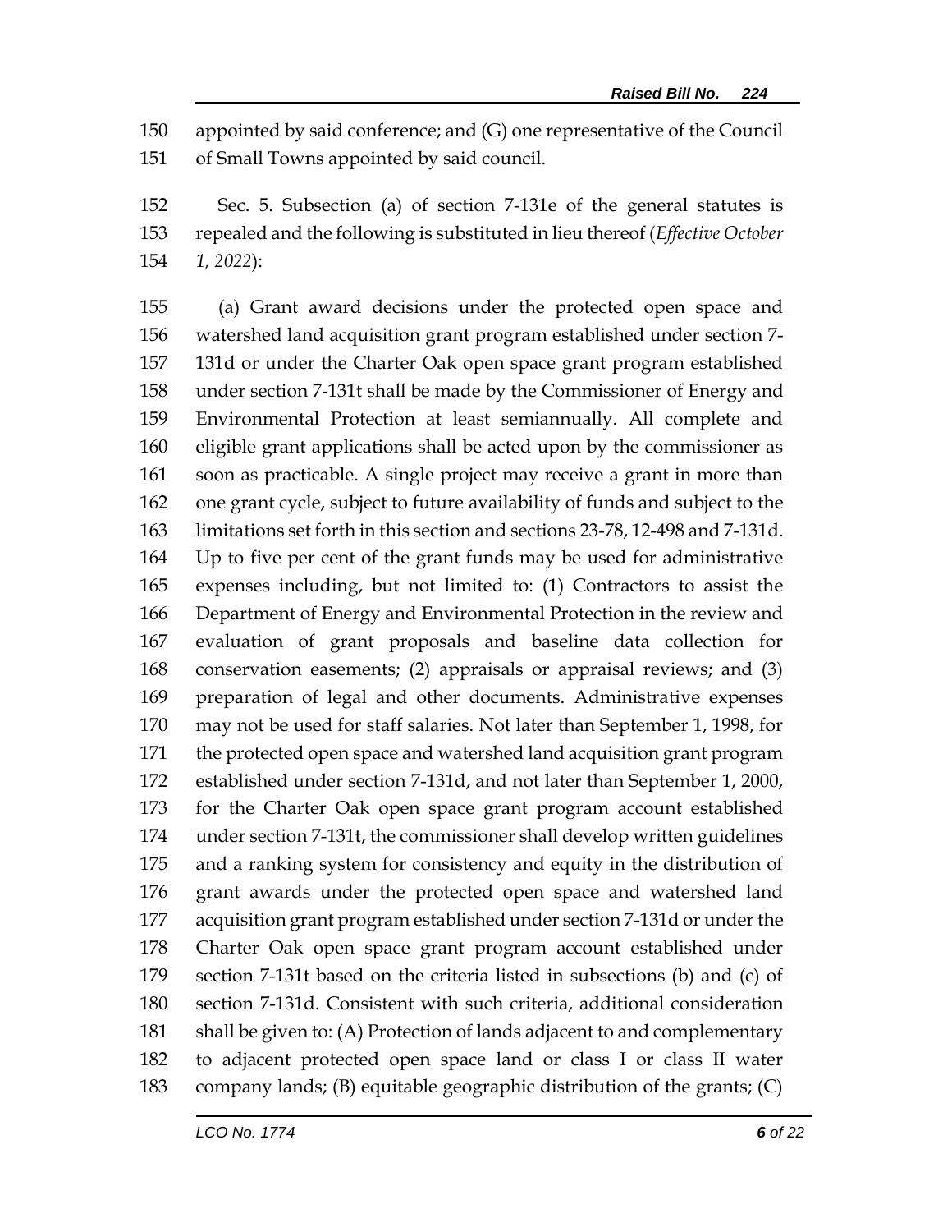appointed by said conference; and (G) one representative of the Council of Small Towns appointed by said council.

Sec. 5. Subsection (a) of section 7-131e of the general statutes is repealed and the following is substituted in lieu thereof (*Effective October 1, 2022*):

(a) Grant award decisions under the protected open space and watershed land acquisition grant program established under section 7-131d or under the Charter Oak open space grant program established under section 7-131t shall be made by the Commissioner of Energy and Environmental Protection at least semiannually. All complete and eligible grant applications shall be acted upon by the commissioner as soon as practicable. A single project may receive a grant in more than one grant cycle, subject to future availability of funds and subject to the limitations set forth in this section and sections 23-78, 12-498 and 7-131d. Up to five per cent of the grant funds may be used for administrative expenses including, but not limited to: (1) Contractors to assist the Department of Energy and Environmental Protection in the review and evaluation of grant proposals and baseline data collection for conservation easements; (2) appraisals or appraisal reviews; and (3) preparation of legal and other documents. Administrative expenses may not be used for staff salaries. Not later than September 1, 1998, for the protected open space and watershed land acquisition grant program established under section 7-131d, and not later than September 1, 2000, for the Charter Oak open space grant program account established under section 7-131t, the commissioner shall develop written guidelines and a ranking system for consistency and equity in the distribution of grant awards under the protected open space and watershed land acquisition grant program established under section 7-131d or under the Charter Oak open space grant program account established under section 7-131t based on the criteria listed in subsections (b) and (c) of section 7-131d. Consistent with such criteria, additional consideration shall be given to: (A) Protection of lands adjacent to and complementary to adjacent protected open space land or class I or class II water company lands; (B) equitable geographic distribution of the grants; (C)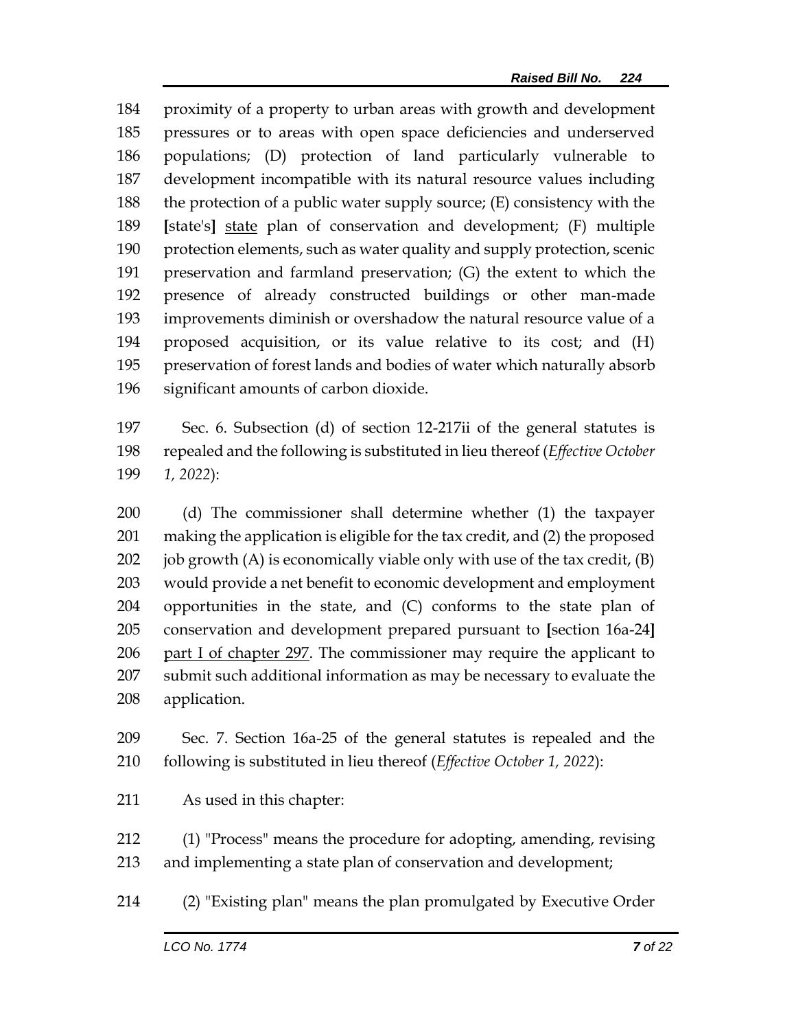proximity of a property to urban areas with growth and development pressures or to areas with open space deficiencies and underserved populations; (D) protection of land particularly vulnerable to development incompatible with its natural resource values including the protection of a public water supply source; (E) consistency with the [state's] <u>state</u> plan of conservation and development; (F) multiple protection elements, such as water quality and supply protection, scenic preservation and farmland preservation; (G) the extent to which the presence of already constructed buildings or other man-made improvements diminish or overshadow the natural resource value of a proposed acquisition, or its value relative to its cost; and (H) preservation of forest lands and bodies of water which naturally absorb significant amounts of carbon dioxide.

Sec. 6. Subsection (d) of section 12-217ii of the general statutes is repealed and the following is substituted in lieu thereof (*Effective October 1, 2022*):

(d) The commissioner shall determine whether (1) the taxpayer making the application is eligible for the tax credit, and (2) the proposed job growth (A) is economically viable only with use of the tax credit, (B) would provide a net benefit to economic development and employment opportunities in the state, and (C) conforms to the state plan of conservation and development prepared pursuant to [section 16a-24] <u>part I of chapter 297</u>. The commissioner may require the applicant to submit such additional information as may be necessary to evaluate the application.

Sec. 7. Section 16a-25 of the general statutes is repealed and the following is substituted in lieu thereof (*Effective October 1, 2022*):

As used in this chapter:

(1) "Process" means the procedure for adopting, amending, revising and implementing a state plan of conservation and development;

(2) "Existing plan" means the plan promulgated by Executive Order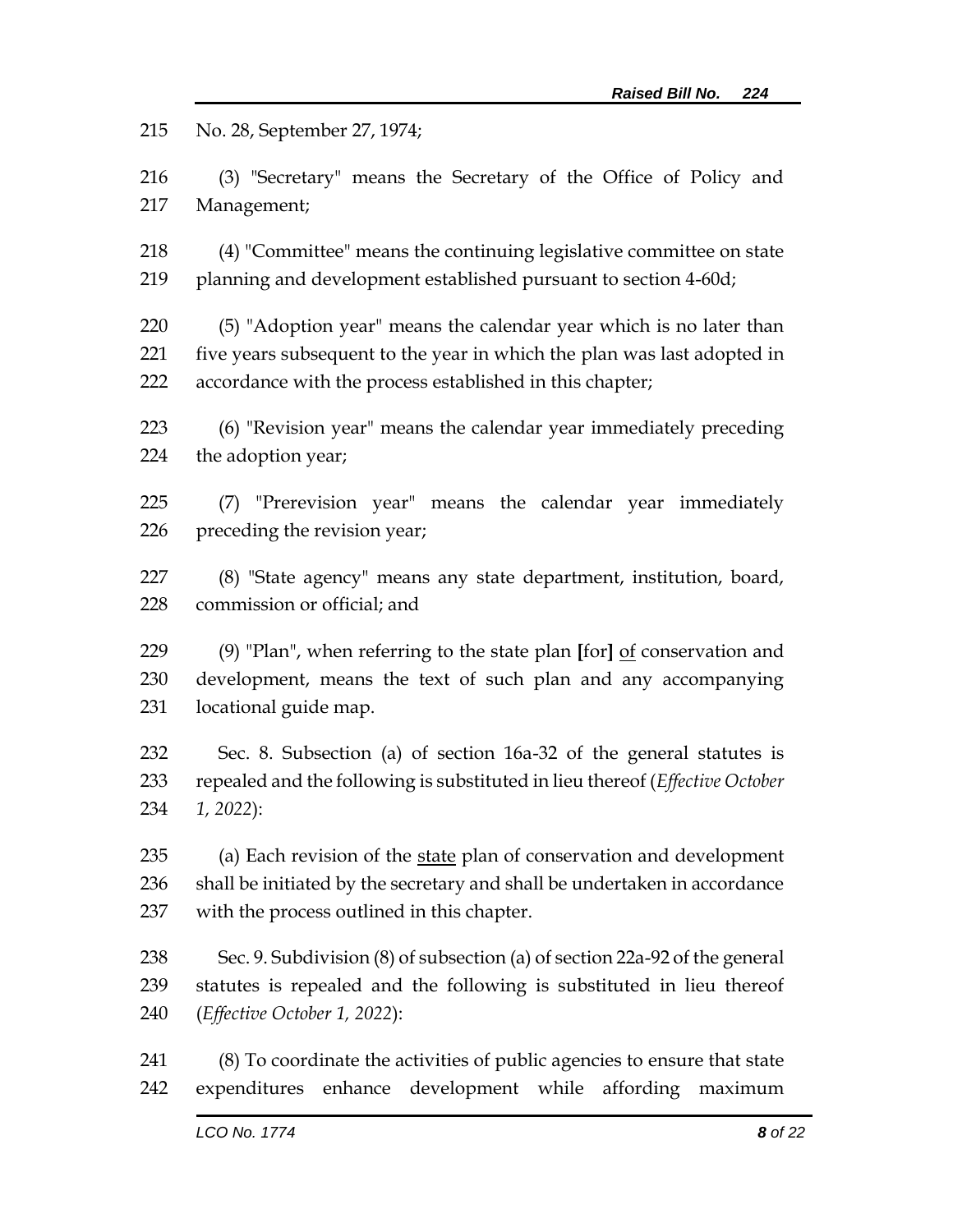No. 28, September 27, 1974;

(3) "Secretary" means the Secretary of the Office of Policy and Management;

(4) "Committee" means the continuing legislative committee on state planning and development established pursuant to section 4-60d;

(5) "Adoption year" means the calendar year which is no later than five years subsequent to the year in which the plan was last adopted in accordance with the process established in this chapter;

(6) "Revision year" means the calendar year immediately preceding the adoption year;

(7) "Prerevision year" means the calendar year immediately preceding the revision year;

(8) "State agency" means any state department, institution, board, commission or official; and

(9) "Plan", when referring to the state plan **[**for**]** <u>of</u> conservation and development, means the text of such plan and any accompanying locational guide map.

Sec. 8. Subsection (a) of section 16a-32 of the general statutes is repealed and the following is substituted in lieu thereof (*Effective October 1, 2022*):

(a) Each revision of the <u>state</u> plan of conservation and development shall be initiated by the secretary and shall be undertaken in accordance with the process outlined in this chapter.

Sec. 9. Subdivision (8) of subsection (a) of section 22a-92 of the general statutes is repealed and the following is substituted in lieu thereof (*Effective October 1, 2022*):

(8) To coordinate the activities of public agencies to ensure that state expenditures enhance development while affording maximum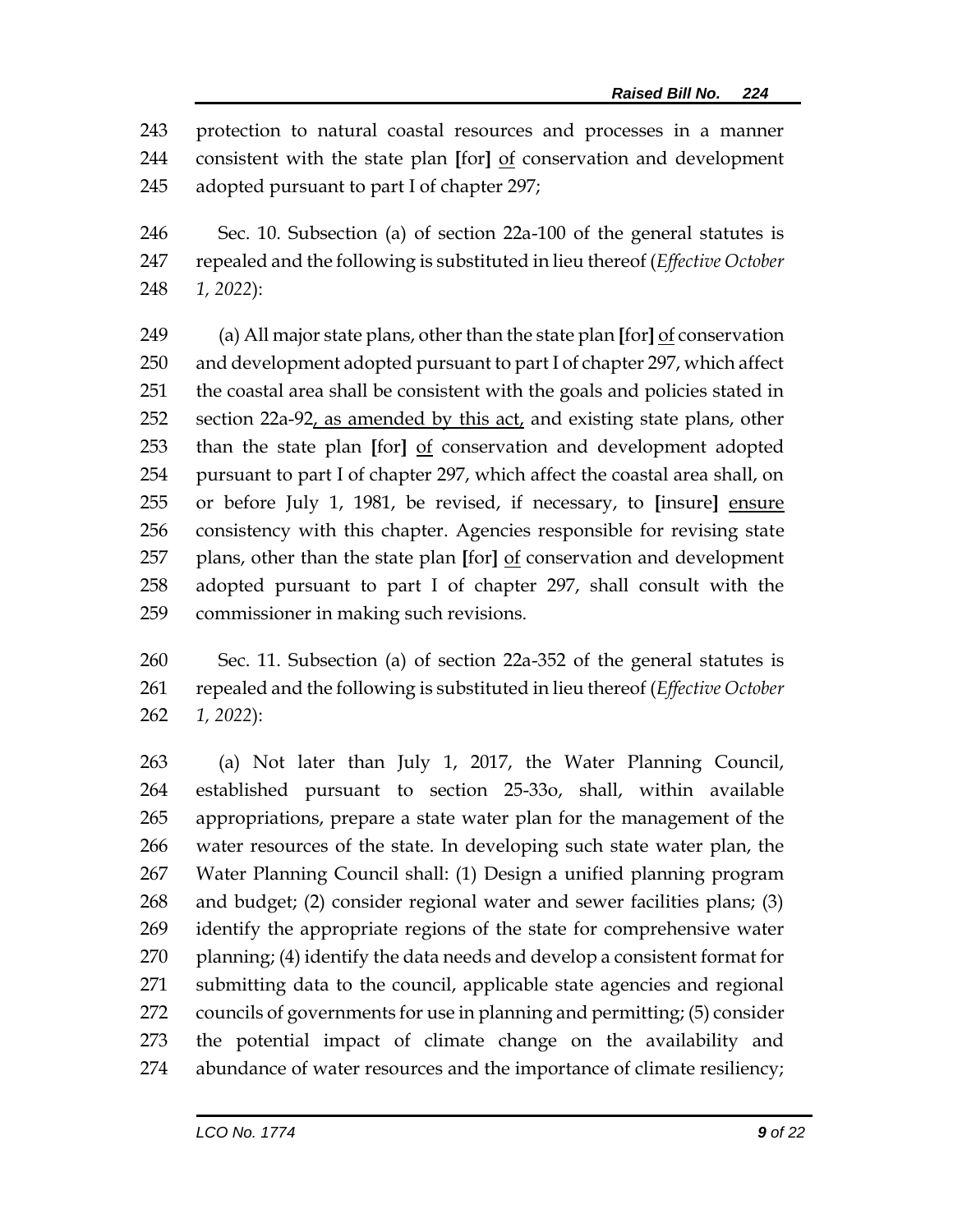protection to natural coastal resources and processes in a manner consistent with the state plan [for] <u>of</u> conservation and development adopted pursuant to part I of chapter 297;

Sec. 10. Subsection (a) of section 22a-100 of the general statutes is repealed and the following is substituted in lieu thereof (*Effective October 1, 2022*):

(a) All major state plans, other than the state plan **[**for**]** <u>of</u> conservation and development adopted pursuant to part I of chapter 297, which affect the coastal area shall be consistent with the goals and policies stated in section 22a-92<u>, as amended by this act,</u> and existing state plans, other than the state plan **[**for**]** <u>of</u> conservation and development adopted pursuant to part I of chapter 297, which affect the coastal area shall, on or before July 1, 1981, be revised, if necessary, to **[**insure**]** <u>ensure</u> consistency with this chapter. Agencies responsible for revising state plans, other than the state plan **[**for**]** <u>of</u> conservation and development adopted pursuant to part I of chapter 297, shall consult with the commissioner in making such revisions.

Sec. 11. Subsection (a) of section 22a-352 of the general statutes is repealed and the following is substituted in lieu thereof (*Effective October 1, 2022*):

(a) Not later than July 1, 2017, the Water Planning Council, established pursuant to section 25-33o, shall, within available appropriations, prepare a state water plan for the management of the water resources of the state. In developing such state water plan, the Water Planning Council shall: (1) Design a unified planning program and budget; (2) consider regional water and sewer facilities plans; (3) identify the appropriate regions of the state for comprehensive water planning; (4) identify the data needs and develop a consistent format for submitting data to the council, applicable state agencies and regional councils of governments for use in planning and permitting; (5) consider the potential impact of climate change on the availability and abundance of water resources and the importance of climate resiliency;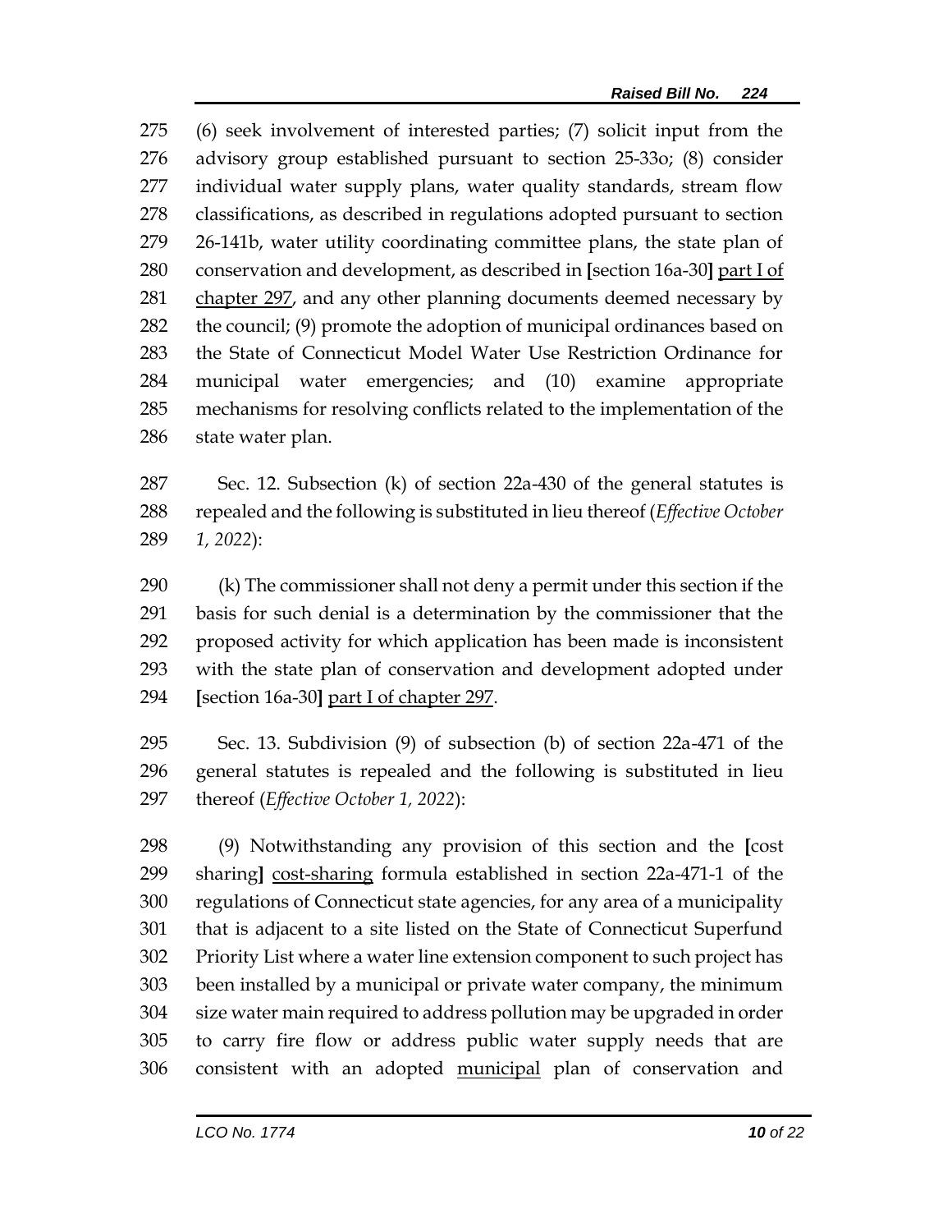(6) seek involvement of interested parties; (7) solicit input from the advisory group established pursuant to section 25-33o; (8) consider individual water supply plans, water quality standards, stream flow classifications, as described in regulations adopted pursuant to section 26-141b, water utility coordinating committee plans, the state plan of conservation and development, as described in [section 16a-30] <u>part I of chapter 297</u>, and any other planning documents deemed necessary by the council; (9) promote the adoption of municipal ordinances based on the State of Connecticut Model Water Use Restriction Ordinance for municipal water emergencies; and (10) examine appropriate mechanisms for resolving conflicts related to the implementation of the state water plan.

Sec. 12. Subsection (k) of section 22a-430 of the general statutes is repealed and the following is substituted in lieu thereof (*Effective October 1, 2022*):

(k) The commissioner shall not deny a permit under this section if the basis for such denial is a determination by the commissioner that the proposed activity for which application has been made is inconsistent with the state plan of conservation and development adopted under [section 16a-30] <u>part I of chapter 297</u>.

Sec. 13. Subdivision (9) of subsection (b) of section 22a-471 of the general statutes is repealed and the following is substituted in lieu thereof (*Effective October 1, 2022*):

(9) Notwithstanding any provision of this section and the [cost sharing] <u>cost-sharing</u> formula established in section 22a-471-1 of the regulations of Connecticut state agencies, for any area of a municipality that is adjacent to a site listed on the State of Connecticut Superfund Priority List where a water line extension component to such project has been installed by a municipal or private water company, the minimum size water main required to address pollution may be upgraded in order to carry fire flow or address public water supply needs that are consistent with an adopted <u>municipal</u> plan of conservation and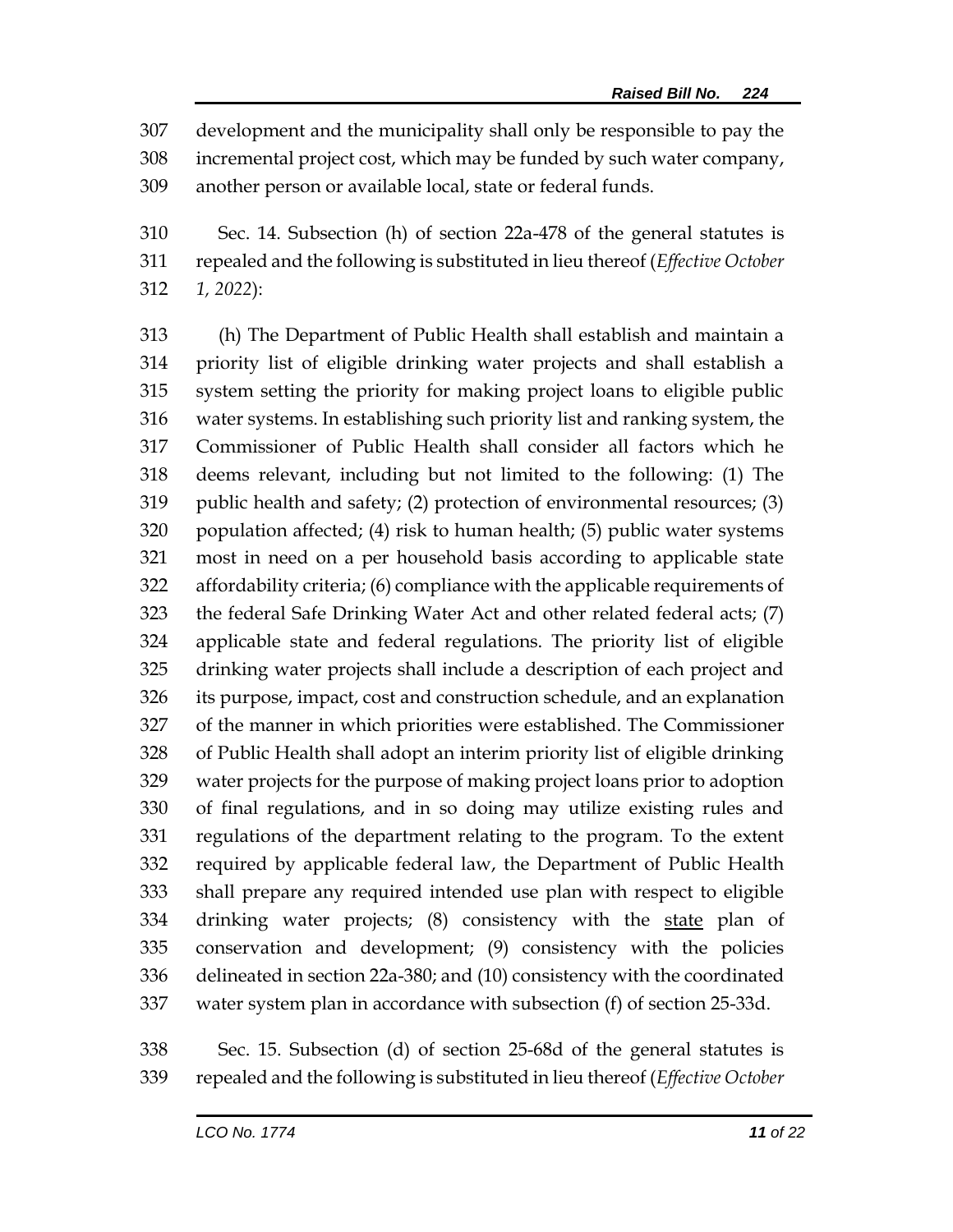development and the municipality shall only be responsible to pay the incremental project cost, which may be funded by such water company, another person or available local, state or federal funds.

Sec. 14. Subsection (h) of section 22a-478 of the general statutes is repealed and the following is substituted in lieu thereof (*Effective October 1, 2022*):

(h) The Department of Public Health shall establish and maintain a priority list of eligible drinking water projects and shall establish a system setting the priority for making project loans to eligible public water systems. In establishing such priority list and ranking system, the Commissioner of Public Health shall consider all factors which he deems relevant, including but not limited to the following: (1) The public health and safety; (2) protection of environmental resources; (3) population affected; (4) risk to human health; (5) public water systems most in need on a per household basis according to applicable state affordability criteria; (6) compliance with the applicable requirements of the federal Safe Drinking Water Act and other related federal acts; (7) applicable state and federal regulations. The priority list of eligible drinking water projects shall include a description of each project and its purpose, impact, cost and construction schedule, and an explanation of the manner in which priorities were established. The Commissioner of Public Health shall adopt an interim priority list of eligible drinking water projects for the purpose of making project loans prior to adoption of final regulations, and in so doing may utilize existing rules and regulations of the department relating to the program. To the extent required by applicable federal law, the Department of Public Health shall prepare any required intended use plan with respect to eligible drinking water projects; (8) consistency with the <u>state</u> plan of conservation and development; (9) consistency with the policies delineated in section 22a-380; and (10) consistency with the coordinated water system plan in accordance with subsection (f) of section 25-33d.

Sec. 15. Subsection (d) of section 25-68d of the general statutes is repealed and the following is substituted in lieu thereof (*Effective October*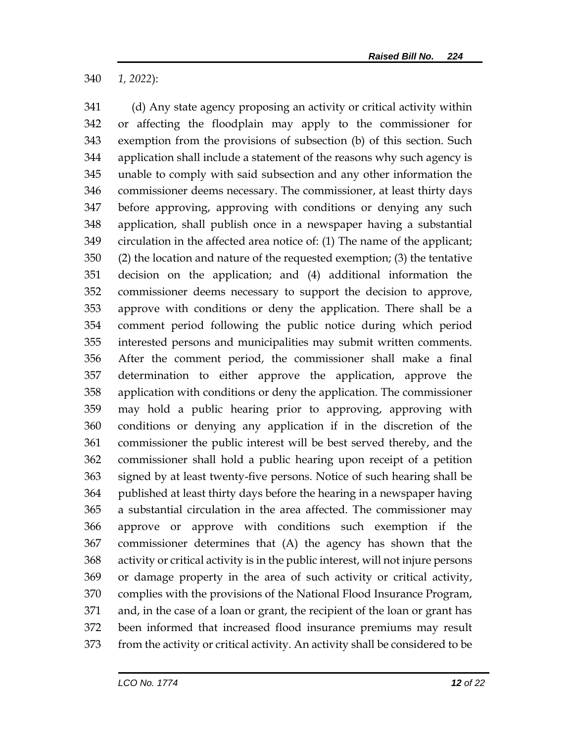*1, 2022*):

(d) Any state agency proposing an activity or critical activity within or affecting the floodplain may apply to the commissioner for exemption from the provisions of subsection (b) of this section. Such application shall include a statement of the reasons why such agency is unable to comply with said subsection and any other information the commissioner deems necessary. The commissioner, at least thirty days before approving, approving with conditions or denying any such application, shall publish once in a newspaper having a substantial circulation in the affected area notice of: (1) The name of the applicant; (2) the location and nature of the requested exemption; (3) the tentative decision on the application; and (4) additional information the commissioner deems necessary to support the decision to approve, approve with conditions or deny the application. There shall be a comment period following the public notice during which period interested persons and municipalities may submit written comments. After the comment period, the commissioner shall make a final determination to either approve the application, approve the application with conditions or deny the application. The commissioner may hold a public hearing prior to approving, approving with conditions or denying any application if in the discretion of the commissioner the public interest will be best served thereby, and the commissioner shall hold a public hearing upon receipt of a petition signed by at least twenty-five persons. Notice of such hearing shall be published at least thirty days before the hearing in a newspaper having a substantial circulation in the area affected. The commissioner may approve or approve with conditions such exemption if the commissioner determines that (A) the agency has shown that the activity or critical activity is in the public interest, will not injure persons or damage property in the area of such activity or critical activity, complies with the provisions of the National Flood Insurance Program, and, in the case of a loan or grant, the recipient of the loan or grant has been informed that increased flood insurance premiums may result from the activity or critical activity. An activity shall be considered to be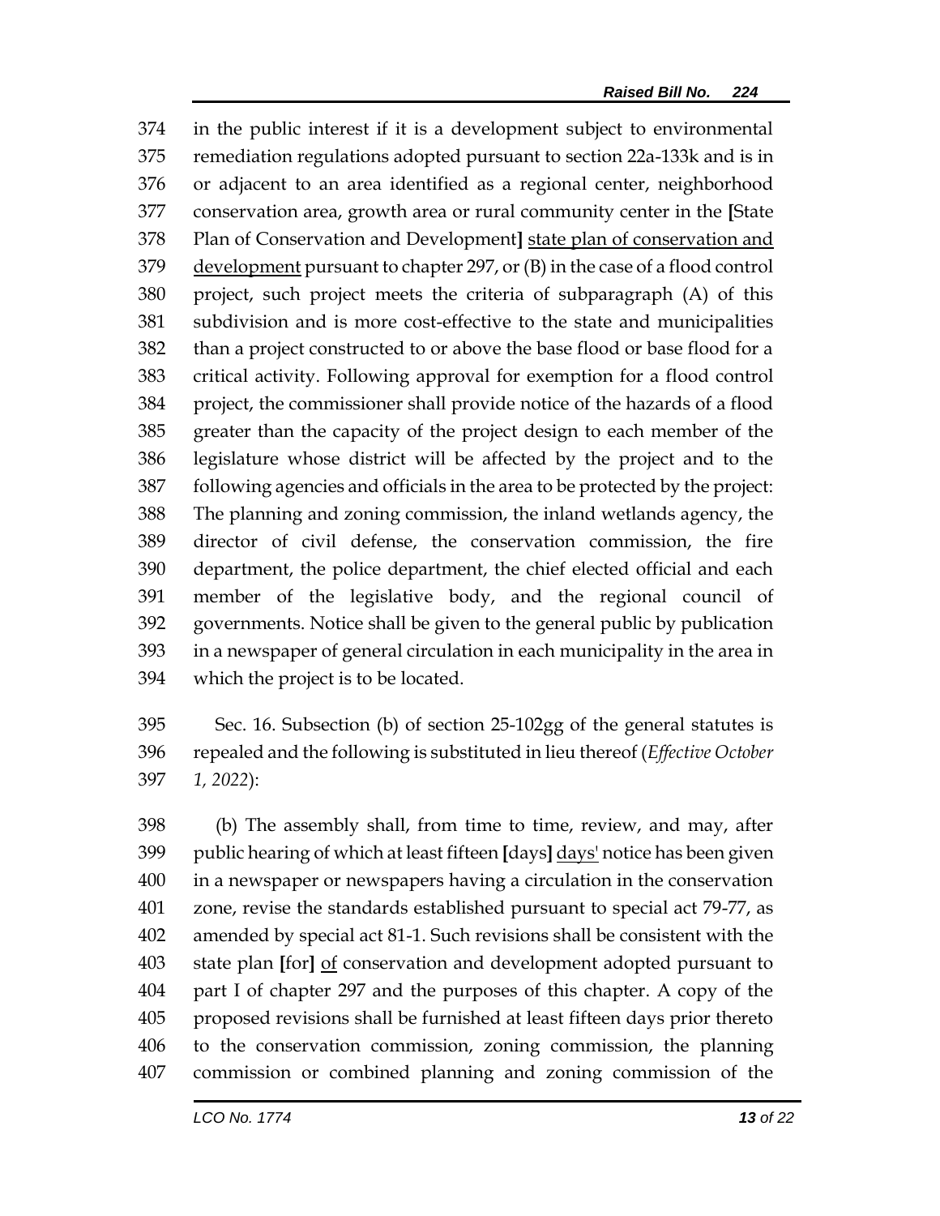374 in the public interest if it is a development subject to environmental
375 remediation regulations adopted pursuant to section 22a-133k and is in
376 or adjacent to an area identified as a regional center, neighborhood
377 conservation area, growth area or rural community center in the **[**State
378 Plan of Conservation and Development**]** <u>state plan of conservation and</u>
379 <u>development</u> pursuant to chapter 297, or (B) in the case of a flood control
380 project, such project meets the criteria of subparagraph (A) of this
381 subdivision and is more cost-effective to the state and municipalities
382 than a project constructed to or above the base flood or base flood for a
383 critical activity. Following approval for exemption for a flood control
384 project, the commissioner shall provide notice of the hazards of a flood
385 greater than the capacity of the project design to each member of the
386 legislature whose district will be affected by the project and to the
387 following agencies and officials in the area to be protected by the project:
388 The planning and zoning commission, the inland wetlands agency, the
389 director of civil defense, the conservation commission, the fire
390 department, the police department, the chief elected official and each
391 member of the legislative body, and the regional council of
392 governments. Notice shall be given to the general public by publication
393 in a newspaper of general circulation in each municipality in the area in
394 which the project is to be located.

395 Sec. 16. Subsection (b) of section 25-102gg of the general statutes is
396 repealed and the following is substituted in lieu thereof (*Effective October*
397 *1, 2022*):

398 (b) The assembly shall, from time to time, review, and may, after
399 public hearing of which at least fifteen **[**days**]** <u>days'</u> notice has been given
400 in a newspaper or newspapers having a circulation in the conservation
401 zone, revise the standards established pursuant to special act 79-77, as
402 amended by special act 81-1. Such revisions shall be consistent with the
403 state plan **[**for**]** <u>of</u> conservation and development adopted pursuant to
404 part I of chapter 297 and the purposes of this chapter. A copy of the
405 proposed revisions shall be furnished at least fifteen days prior thereto
406 to the conservation commission, zoning commission, the planning
407 commission or combined planning and zoning commission of the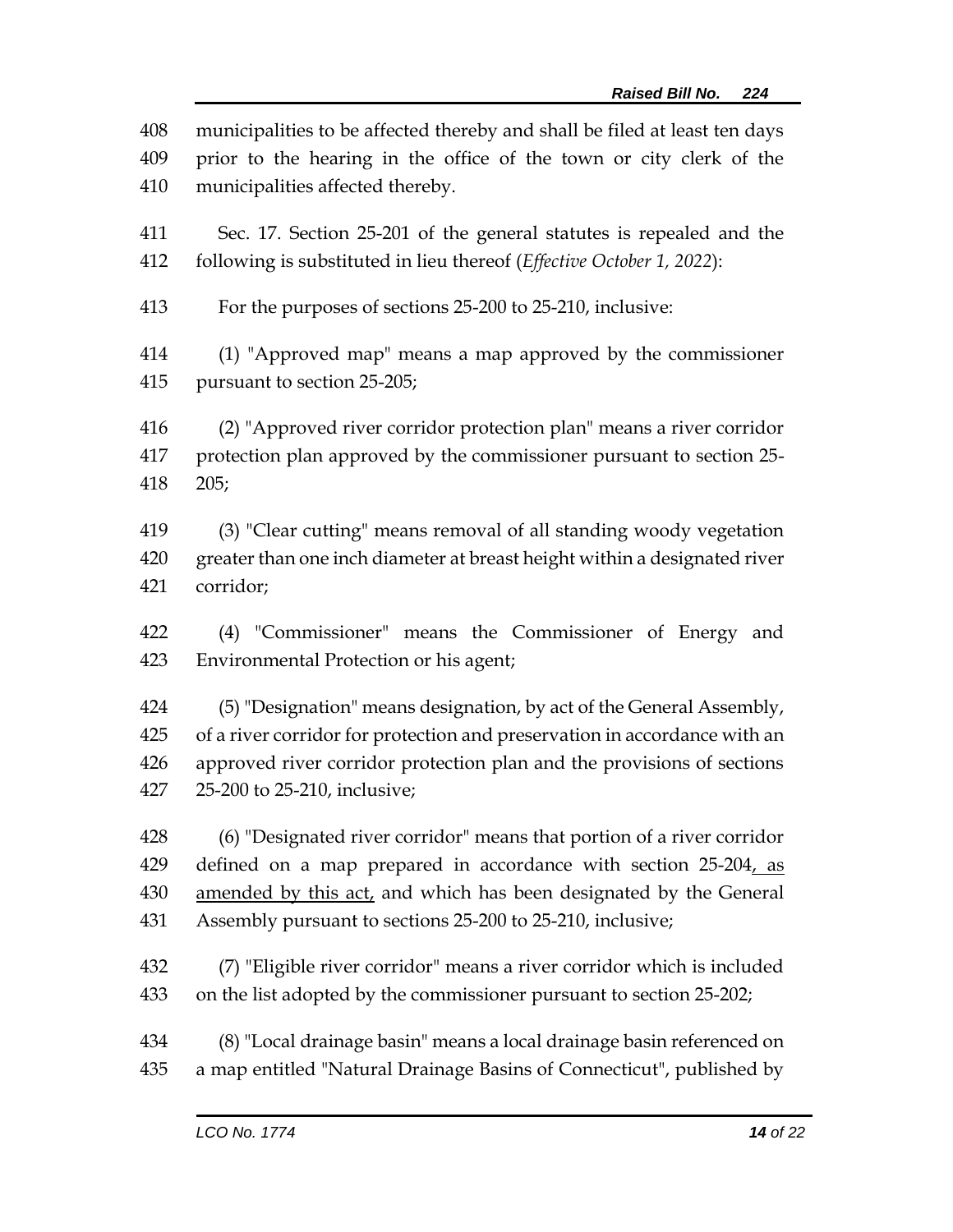municipalities to be affected thereby and shall be filed at least ten days prior to the hearing in the office of the town or city clerk of the municipalities affected thereby.

Sec. 17. Section 25-201 of the general statutes is repealed and the following is substituted in lieu thereof (*Effective October 1, 2022*):

For the purposes of sections 25-200 to 25-210, inclusive:

(1) "Approved map" means a map approved by the commissioner pursuant to section 25-205;

(2) "Approved river corridor protection plan" means a river corridor protection plan approved by the commissioner pursuant to section 25-205;

(3) "Clear cutting" means removal of all standing woody vegetation greater than one inch diameter at breast height within a designated river corridor;

(4) "Commissioner" means the Commissioner of Energy and Environmental Protection or his agent;

(5) "Designation" means designation, by act of the General Assembly, of a river corridor for protection and preservation in accordance with an approved river corridor protection plan and the provisions of sections 25-200 to 25-210, inclusive;

(6) "Designated river corridor" means that portion of a river corridor defined on a map prepared in accordance with section 25-204, as amended by this act, and which has been designated by the General Assembly pursuant to sections 25-200 to 25-210, inclusive;

(7) "Eligible river corridor" means a river corridor which is included on the list adopted by the commissioner pursuant to section 25-202;

(8) "Local drainage basin" means a local drainage basin referenced on a map entitled "Natural Drainage Basins of Connecticut", published by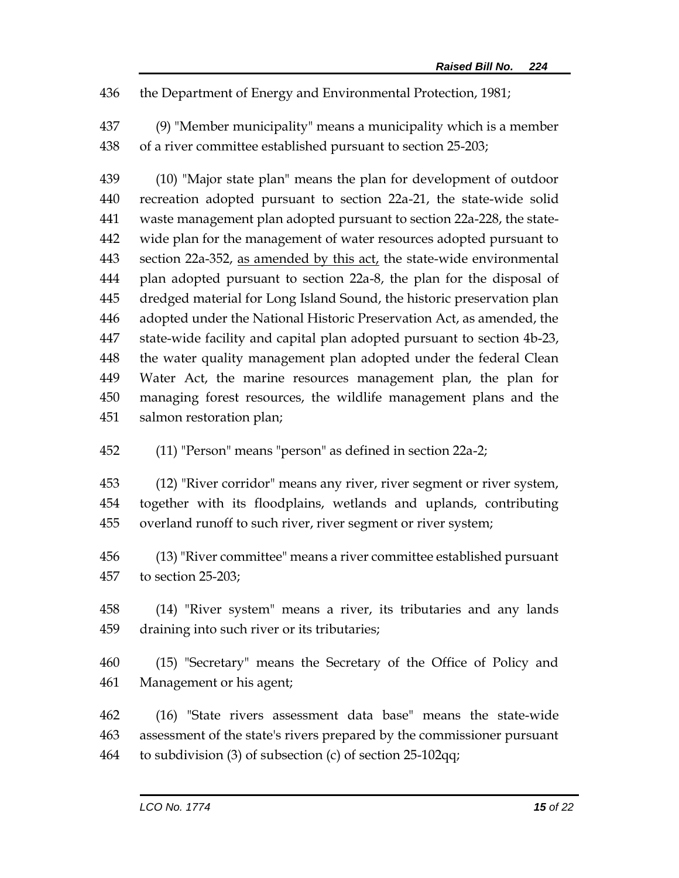436 the Department of Energy and Environmental Protection, 1981;

437 (9) "Member municipality" means a municipality which is a member
438 of a river committee established pursuant to section 25-203;

439 (10) "Major state plan" means the plan for development of outdoor
440 recreation adopted pursuant to section 22a-21, the state-wide solid
441 waste management plan adopted pursuant to section 22a-228, the state-
442 wide plan for the management of water resources adopted pursuant to
443 section 22a-352, <u>as amended by this act,</u> the state-wide environmental
444 plan adopted pursuant to section 22a-8, the plan for the disposal of
445 dredged material for Long Island Sound, the historic preservation plan
446 adopted under the National Historic Preservation Act, as amended, the
447 state-wide facility and capital plan adopted pursuant to section 4b-23,
448 the water quality management plan adopted under the federal Clean
449 Water Act, the marine resources management plan, the plan for
450 managing forest resources, the wildlife management plans and the
451 salmon restoration plan;

452 (11) "Person" means "person" as defined in section 22a-2;

453 (12) "River corridor" means any river, river segment or river system,
454 together with its floodplains, wetlands and uplands, contributing
455 overland runoff to such river, river segment or river system;

456 (13) "River committee" means a river committee established pursuant
457 to section 25-203;

458 (14) "River system" means a river, its tributaries and any lands
459 draining into such river or its tributaries;

460 (15) "Secretary" means the Secretary of the Office of Policy and
461 Management or his agent;

462 (16) "State rivers assessment data base" means the state-wide
463 assessment of the state's rivers prepared by the commissioner pursuant
464 to subdivision (3) of subsection (c) of section 25-102qq;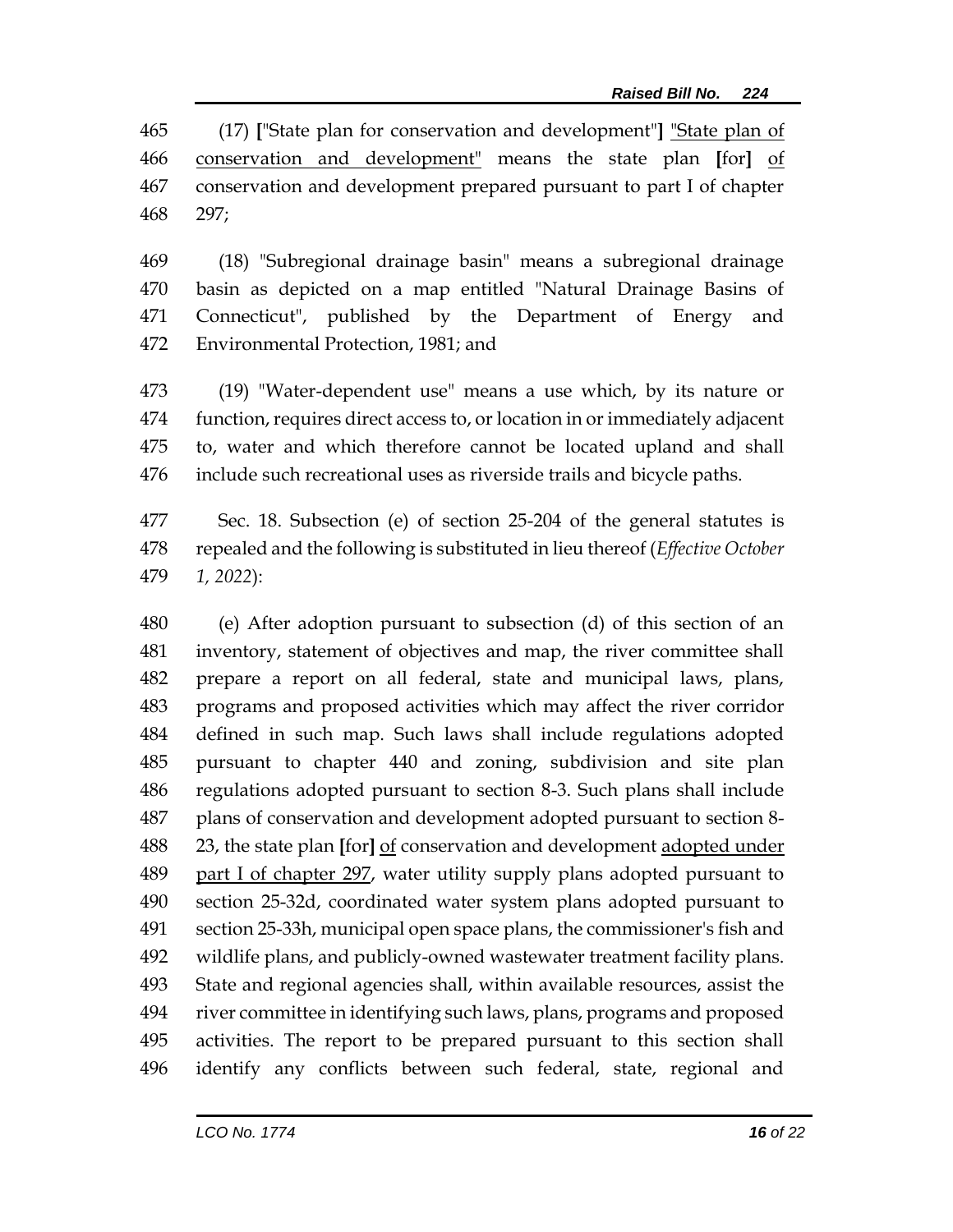(17) ["State plan for conservation and development"] <u>"State plan of conservation and development"</u> means the state plan [for] <u>of</u> conservation and development prepared pursuant to part I of chapter 297;

(18) "Subregional drainage basin" means a subregional drainage basin as depicted on a map entitled "Natural Drainage Basins of Connecticut", published by the Department of Energy and Environmental Protection, 1981; and

(19) "Water-dependent use" means a use which, by its nature or function, requires direct access to, or location in or immediately adjacent to, water and which therefore cannot be located upland and shall include such recreational uses as riverside trails and bicycle paths.

Sec. 18. Subsection (e) of section 25-204 of the general statutes is repealed and the following is substituted in lieu thereof (*Effective October 1, 2022*):

(e) After adoption pursuant to subsection (d) of this section of an inventory, statement of objectives and map, the river committee shall prepare a report on all federal, state and municipal laws, plans, programs and proposed activities which may affect the river corridor defined in such map. Such laws shall include regulations adopted pursuant to chapter 440 and zoning, subdivision and site plan regulations adopted pursuant to section 8-3. Such plans shall include plans of conservation and development adopted pursuant to section 8-23, the state plan [for] <u>of</u> conservation and development <u>adopted under part I of chapter 297</u>, water utility supply plans adopted pursuant to section 25-32d, coordinated water system plans adopted pursuant to section 25-33h, municipal open space plans, the commissioner's fish and wildlife plans, and publicly-owned wastewater treatment facility plans. State and regional agencies shall, within available resources, assist the river committee in identifying such laws, plans, programs and proposed activities. The report to be prepared pursuant to this section shall identify any conflicts between such federal, state, regional and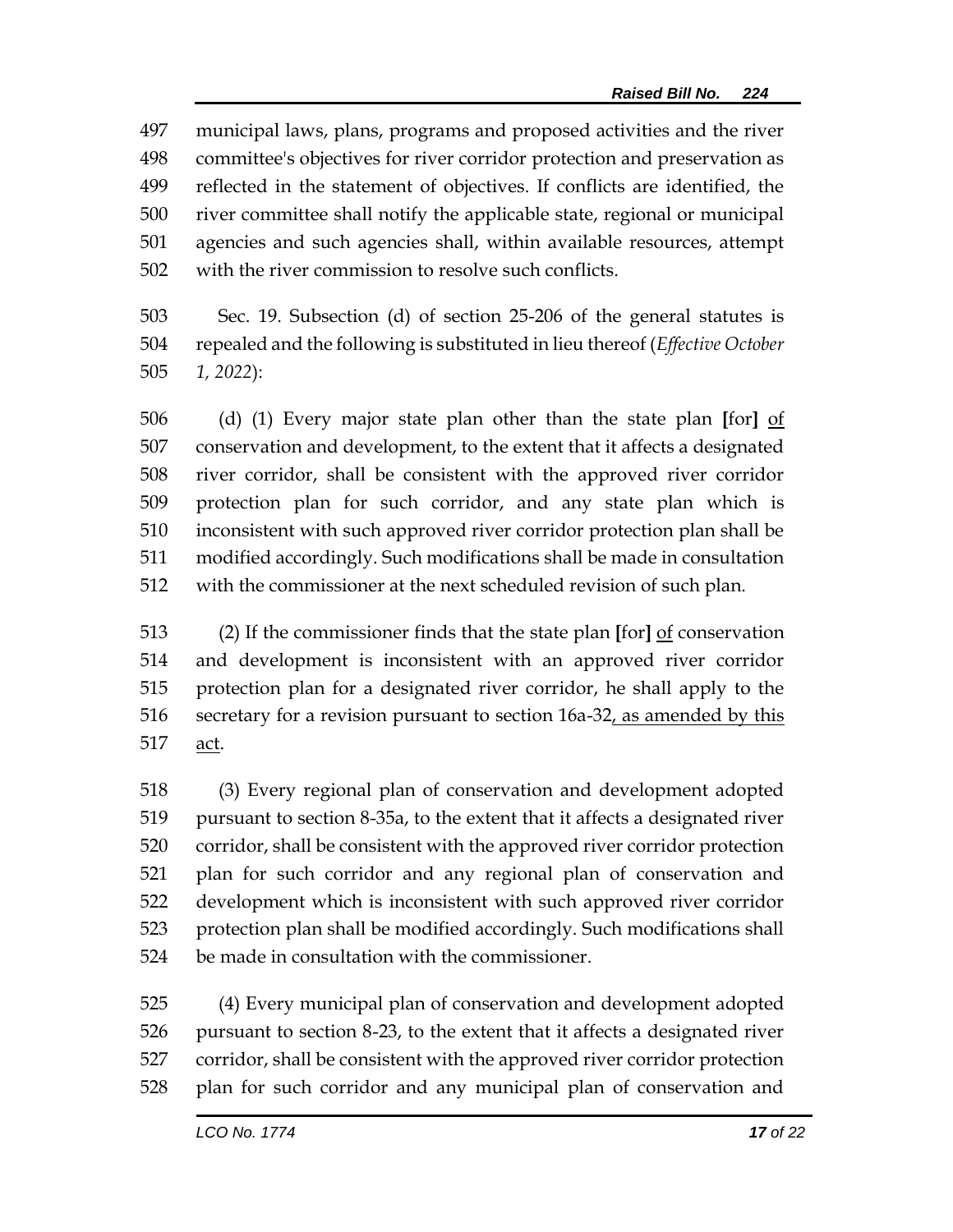municipal laws, plans, programs and proposed activities and the river committee's objectives for river corridor protection and preservation as reflected in the statement of objectives. If conflicts are identified, the river committee shall notify the applicable state, regional or municipal agencies and such agencies shall, within available resources, attempt with the river commission to resolve such conflicts.

Sec. 19. Subsection (d) of section 25-206 of the general statutes is repealed and the following is substituted in lieu thereof (*Effective October 1, 2022*):

(d) (1) Every major state plan other than the state plan **[**for**]** <u>of</u> conservation and development, to the extent that it affects a designated river corridor, shall be consistent with the approved river corridor protection plan for such corridor, and any state plan which is inconsistent with such approved river corridor protection plan shall be modified accordingly. Such modifications shall be made in consultation with the commissioner at the next scheduled revision of such plan.

(2) If the commissioner finds that the state plan **[**for**]** <u>of</u> conservation and development is inconsistent with an approved river corridor protection plan for a designated river corridor, he shall apply to the secretary for a revision pursuant to section 16a-32<u>, as amended by this act</u>.

(3) Every regional plan of conservation and development adopted pursuant to section 8-35a, to the extent that it affects a designated river corridor, shall be consistent with the approved river corridor protection plan for such corridor and any regional plan of conservation and development which is inconsistent with such approved river corridor protection plan shall be modified accordingly. Such modifications shall be made in consultation with the commissioner.

(4) Every municipal plan of conservation and development adopted pursuant to section 8-23, to the extent that it affects a designated river corridor, shall be consistent with the approved river corridor protection plan for such corridor and any municipal plan of conservation and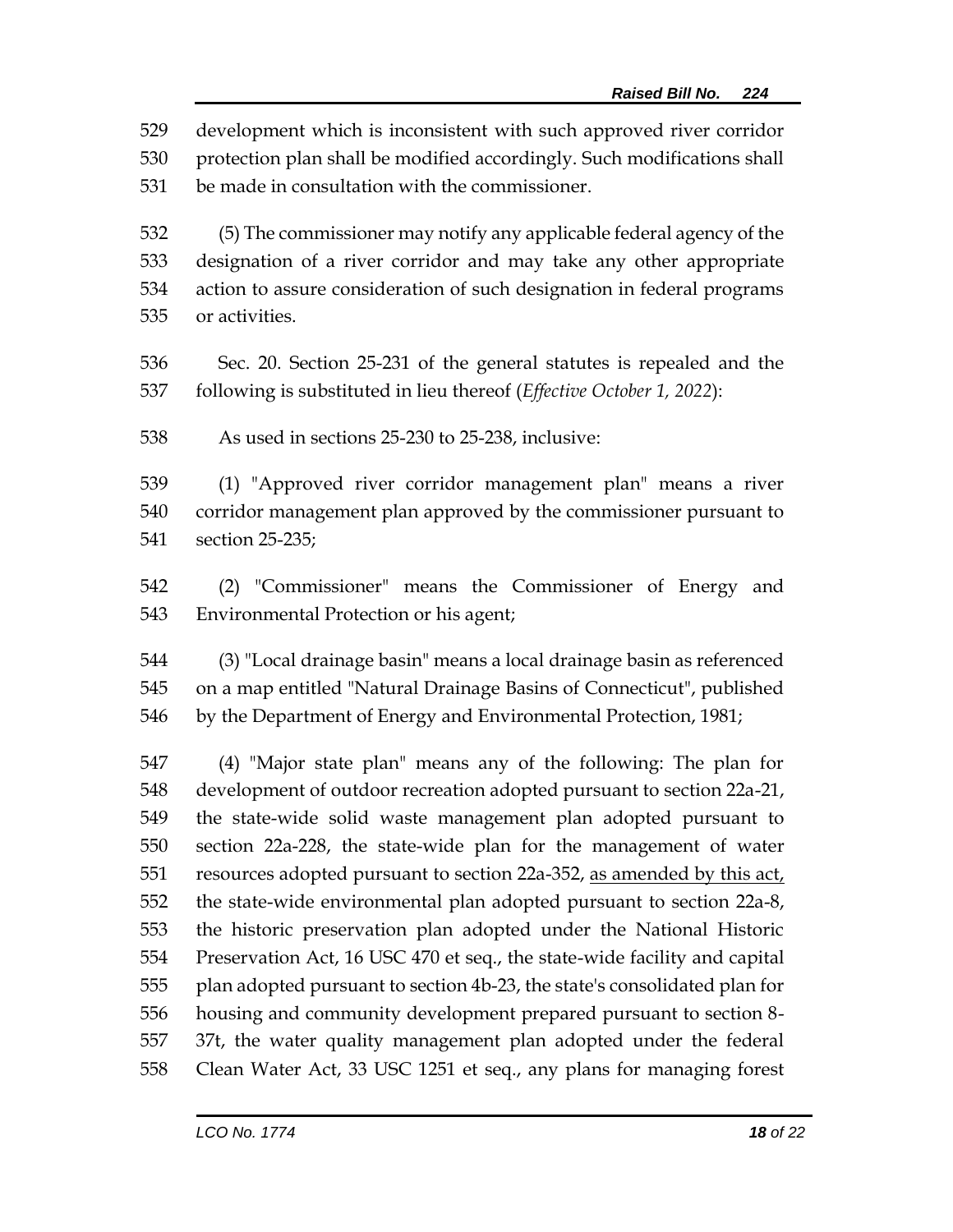development which is inconsistent with such approved river corridor protection plan shall be modified accordingly. Such modifications shall be made in consultation with the commissioner.

(5) The commissioner may notify any applicable federal agency of the designation of a river corridor and may take any other appropriate action to assure consideration of such designation in federal programs or activities.

Sec. 20. Section 25-231 of the general statutes is repealed and the following is substituted in lieu thereof (*Effective October 1, 2022*):

As used in sections 25-230 to 25-238, inclusive:

(1) "Approved river corridor management plan" means a river corridor management plan approved by the commissioner pursuant to section 25-235;

(2) "Commissioner" means the Commissioner of Energy and Environmental Protection or his agent;

(3) "Local drainage basin" means a local drainage basin as referenced on a map entitled "Natural Drainage Basins of Connecticut", published by the Department of Energy and Environmental Protection, 1981;

(4) "Major state plan" means any of the following: The plan for development of outdoor recreation adopted pursuant to section 22a-21, the state-wide solid waste management plan adopted pursuant to section 22a-228, the state-wide plan for the management of water resources adopted pursuant to section 22a-352, <u>as amended by this act,</u> the state-wide environmental plan adopted pursuant to section 22a-8, the historic preservation plan adopted under the National Historic Preservation Act, 16 USC 470 et seq., the state-wide facility and capital plan adopted pursuant to section 4b-23, the state's consolidated plan for housing and community development prepared pursuant to section 8-37t, the water quality management plan adopted under the federal Clean Water Act, 33 USC 1251 et seq., any plans for managing forest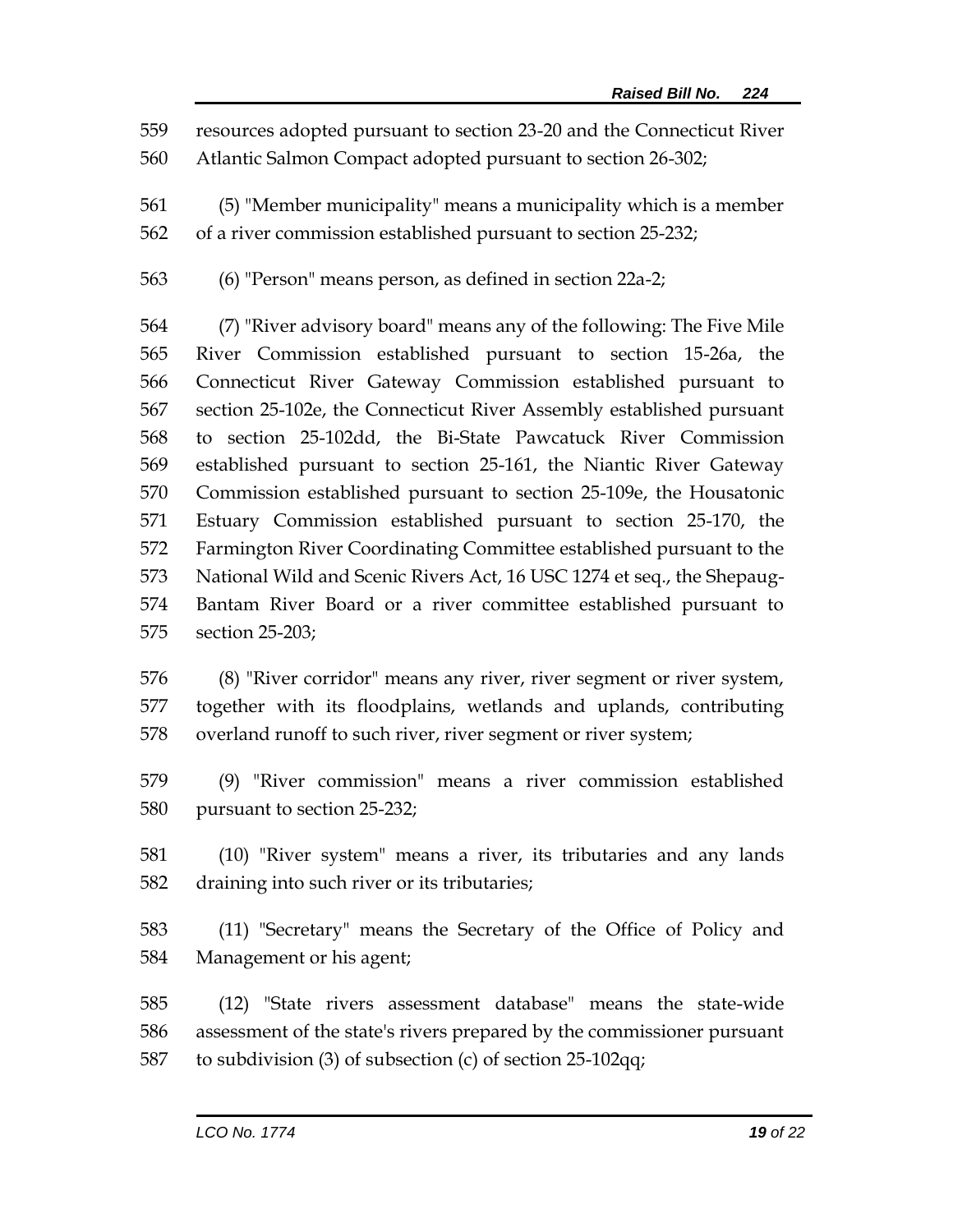resources adopted pursuant to section 23-20 and the Connecticut River Atlantic Salmon Compact adopted pursuant to section 26-302;

(5) "Member municipality" means a municipality which is a member of a river commission established pursuant to section 25-232;

(6) "Person" means person, as defined in section 22a-2;

(7) "River advisory board" means any of the following: The Five Mile River Commission established pursuant to section 15-26a, the Connecticut River Gateway Commission established pursuant to section 25-102e, the Connecticut River Assembly established pursuant to section 25-102dd, the Bi-State Pawcatuck River Commission established pursuant to section 25-161, the Niantic River Gateway Commission established pursuant to section 25-109e, the Housatonic Estuary Commission established pursuant to section 25-170, the Farmington River Coordinating Committee established pursuant to the National Wild and Scenic Rivers Act, 16 USC 1274 et seq., the Shepaug-Bantam River Board or a river committee established pursuant to section 25-203;

(8) "River corridor" means any river, river segment or river system, together with its floodplains, wetlands and uplands, contributing overland runoff to such river, river segment or river system;

(9) "River commission" means a river commission established pursuant to section 25-232;

(10) "River system" means a river, its tributaries and any lands draining into such river or its tributaries;

(11) "Secretary" means the Secretary of the Office of Policy and Management or his agent;

(12) "State rivers assessment database" means the state-wide assessment of the state's rivers prepared by the commissioner pursuant to subdivision (3) of subsection (c) of section 25-102qq;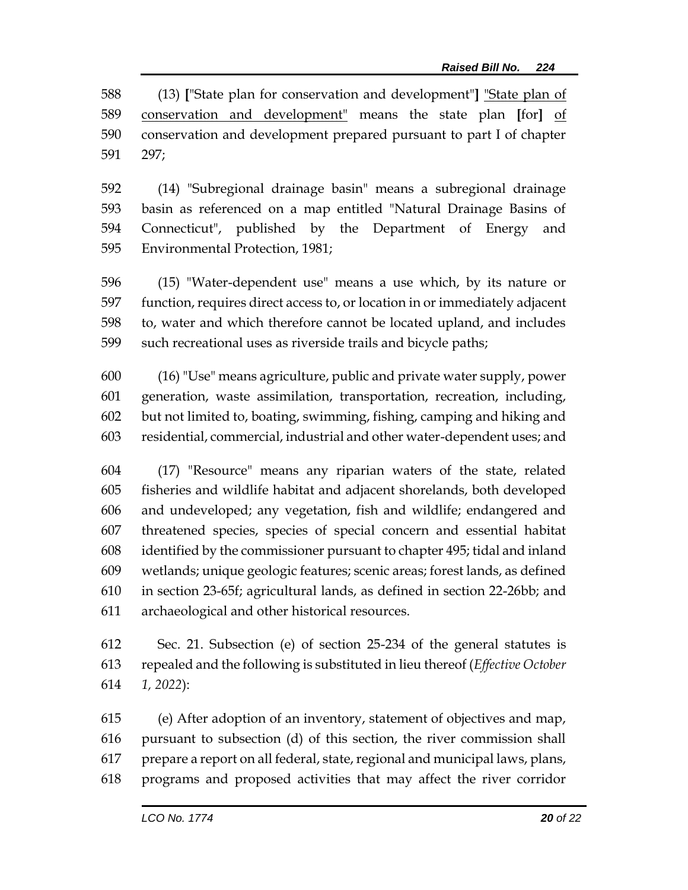(13) ["State plan for conservation and development"] <u>"State plan of conservation and development"</u> means the state plan [for] <u>of</u> conservation and development prepared pursuant to part I of chapter 297;

(14) "Subregional drainage basin" means a subregional drainage basin as referenced on a map entitled "Natural Drainage Basins of Connecticut", published by the Department of Energy and Environmental Protection, 1981;

(15) "Water-dependent use" means a use which, by its nature or function, requires direct access to, or location in or immediately adjacent to, water and which therefore cannot be located upland, and includes such recreational uses as riverside trails and bicycle paths;

(16) "Use" means agriculture, public and private water supply, power generation, waste assimilation, transportation, recreation, including, but not limited to, boating, swimming, fishing, camping and hiking and residential, commercial, industrial and other water-dependent uses; and

(17) "Resource" means any riparian waters of the state, related fisheries and wildlife habitat and adjacent shorelands, both developed and undeveloped; any vegetation, fish and wildlife; endangered and threatened species, species of special concern and essential habitat identified by the commissioner pursuant to chapter 495; tidal and inland wetlands; unique geologic features; scenic areas; forest lands, as defined in section 23-65f; agricultural lands, as defined in section 22-26bb; and archaeological and other historical resources.

Sec. 21. Subsection (e) of section 25-234 of the general statutes is repealed and the following is substituted in lieu thereof (*Effective October 1, 2022*):

(e) After adoption of an inventory, statement of objectives and map, pursuant to subsection (d) of this section, the river commission shall prepare a report on all federal, state, regional and municipal laws, plans, programs and proposed activities that may affect the river corridor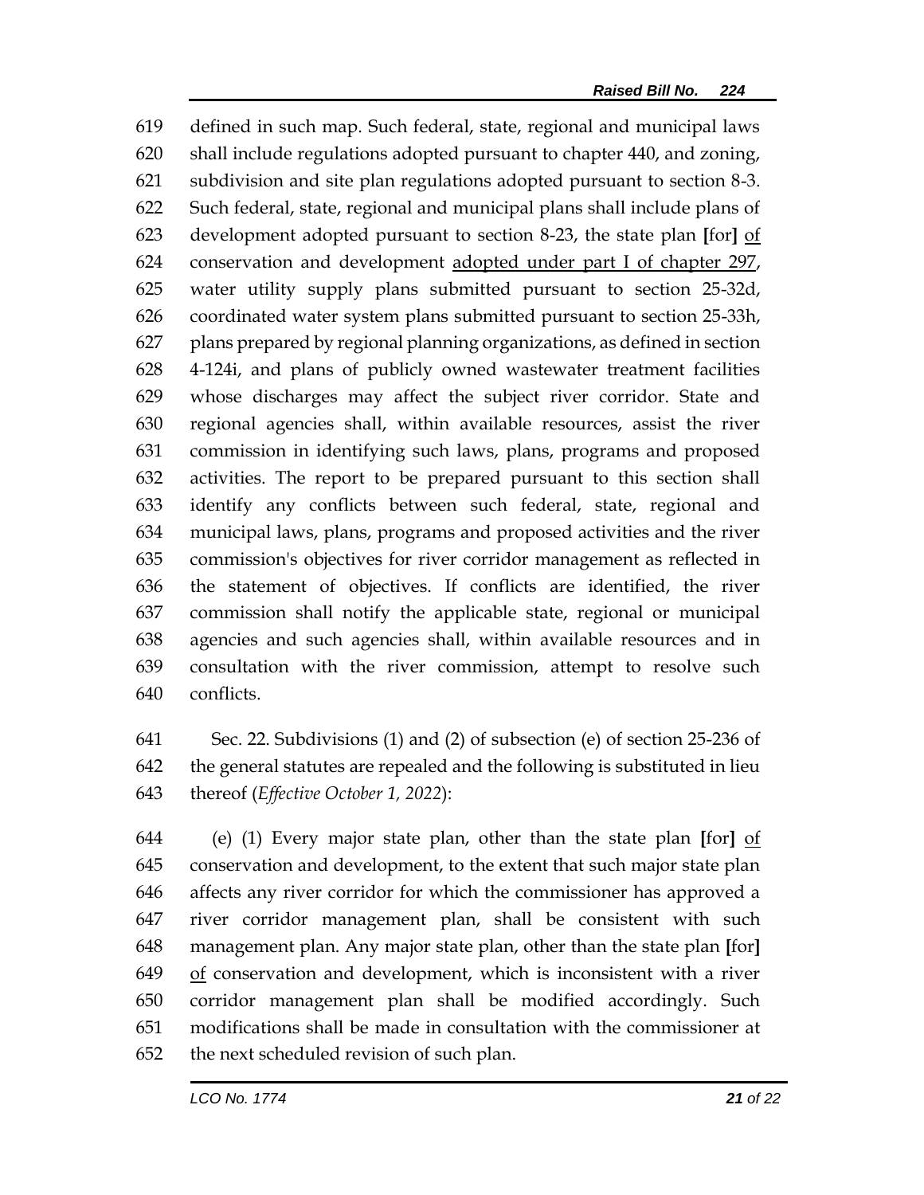defined in such map. Such federal, state, regional and municipal laws shall include regulations adopted pursuant to chapter 440, and zoning, subdivision and site plan regulations adopted pursuant to section 8-3. Such federal, state, regional and municipal plans shall include plans of development adopted pursuant to section 8-23, the state plan [for] of conservation and development adopted under part I of chapter 297, water utility supply plans submitted pursuant to section 25-32d, coordinated water system plans submitted pursuant to section 25-33h, plans prepared by regional planning organizations, as defined in section 4-124i, and plans of publicly owned wastewater treatment facilities whose discharges may affect the subject river corridor. State and regional agencies shall, within available resources, assist the river commission in identifying such laws, plans, programs and proposed activities. The report to be prepared pursuant to this section shall identify any conflicts between such federal, state, regional and municipal laws, plans, programs and proposed activities and the river commission's objectives for river corridor management as reflected in the statement of objectives. If conflicts are identified, the river commission shall notify the applicable state, regional or municipal agencies and such agencies shall, within available resources and in consultation with the river commission, attempt to resolve such conflicts.

Sec. 22. Subdivisions (1) and (2) of subsection (e) of section 25-236 of the general statutes are repealed and the following is substituted in lieu thereof (*Effective October 1, 2022*):

(e) (1) Every major state plan, other than the state plan [for] of conservation and development, to the extent that such major state plan affects any river corridor for which the commissioner has approved a river corridor management plan, shall be consistent with such management plan. Any major state plan, other than the state plan [for] of conservation and development, which is inconsistent with a river corridor management plan shall be modified accordingly. Such modifications shall be made in consultation with the commissioner at the next scheduled revision of such plan.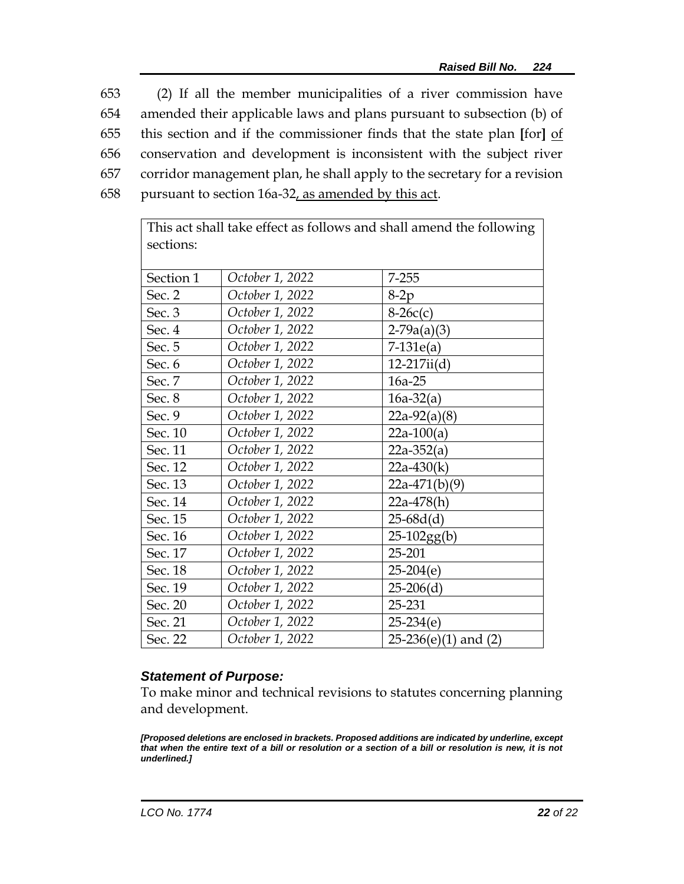653 (2) If all the member municipalities of a river commission have
654 amended their applicable laws and plans pursuant to subsection (b) of
655 this section and if the commissioner finds that the state plan [for] <u>of</u>
656 conservation and development is inconsistent with the subject river
657 corridor management plan, he shall apply to the secretary for a revision
658 pursuant to section 16a-32<u>, as amended by this act</u>.

| This act shall take effect as follows and shall amend the following sections: | | |
|---|---|---|
| Section 1 | *October 1, 2022* | 7-255 |
| Sec. 2 | *October 1, 2022* | 8-2p |
| Sec. 3 | *October 1, 2022* | 8-26c(c) |
| Sec. 4 | *October 1, 2022* | 2-79a(a)(3) |
| Sec. 5 | *October 1, 2022* | 7-131e(a) |
| Sec. 6 | *October 1, 2022* | 12-217ii(d) |
| Sec. 7 | *October 1, 2022* | 16a-25 |
| Sec. 8 | *October 1, 2022* | 16a-32(a) |
| Sec. 9 | *October 1, 2022* | 22a-92(a)(8) |
| Sec. 10 | *October 1, 2022* | 22a-100(a) |
| Sec. 11 | *October 1, 2022* | 22a-352(a) |
| Sec. 12 | *October 1, 2022* | 22a-430(k) |
| Sec. 13 | *October 1, 2022* | 22a-471(b)(9) |
| Sec. 14 | *October 1, 2022* | 22a-478(h) |
| Sec. 15 | *October 1, 2022* | 25-68d(d) |
| Sec. 16 | *October 1, 2022* | 25-102gg(b) |
| Sec. 17 | *October 1, 2022* | 25-201 |
| Sec. 18 | *October 1, 2022* | 25-204(e) |
| Sec. 19 | *October 1, 2022* | 25-206(d) |
| Sec. 20 | *October 1, 2022* | 25-231 |
| Sec. 21 | *October 1, 2022* | 25-234(e) |
| Sec. 22 | *October 1, 2022* | 25-236(e)(1) and (2) |

### *Statement of Purpose:*

To make minor and technical revisions to statutes concerning planning and development.

***[Proposed deletions are enclosed in brackets. Proposed additions are indicated by underline, except that when the entire text of a bill or resolution or a section of a bill or resolution is new, it is not underlined.]***